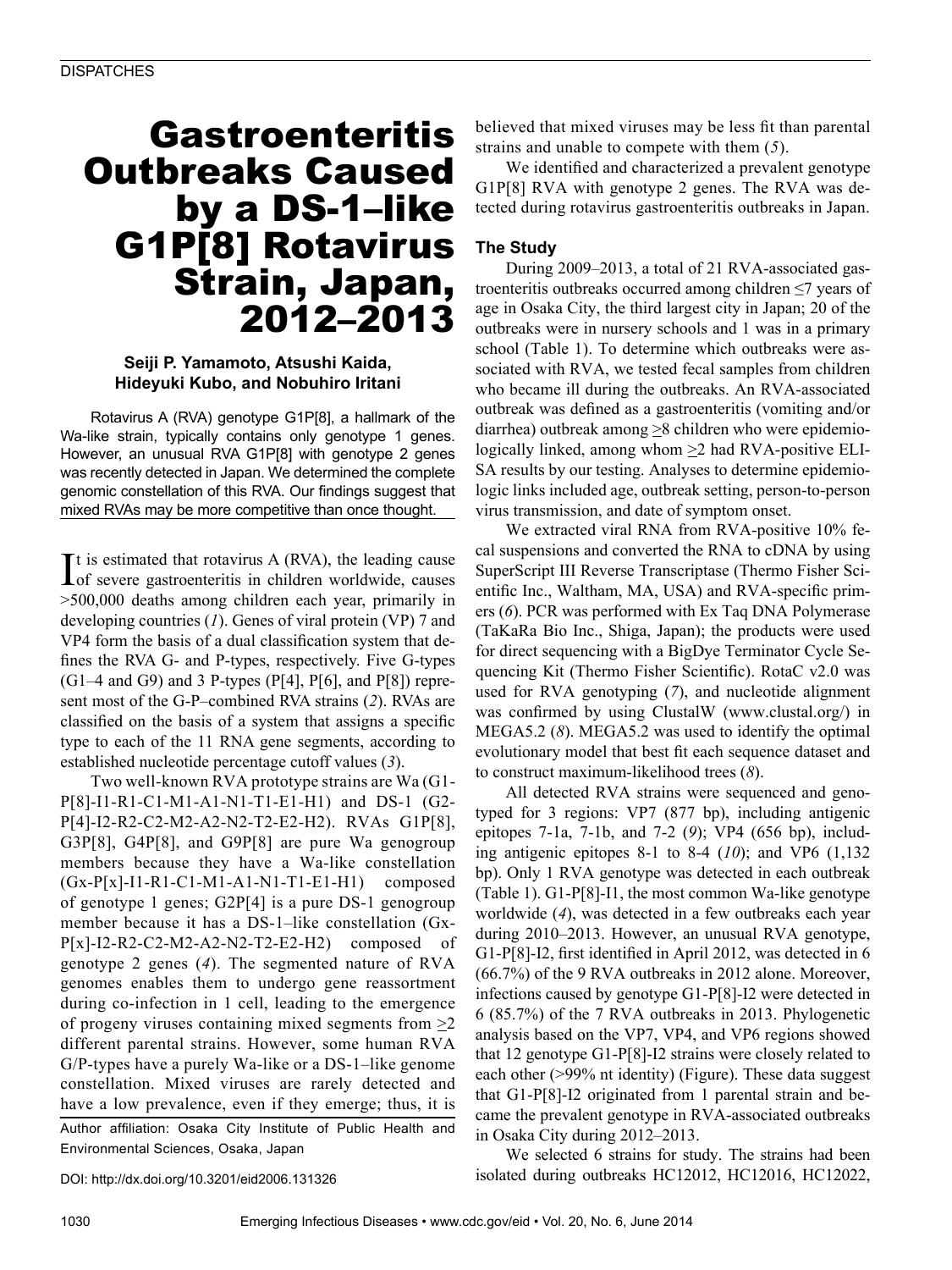# Gastroenteritis Outbreaks Caused by a DS-1–like G1P[8] Rotavirus Strain, Japan, 2012–2013

**Seiji P. Yamamoto, Atsushi Kaida, Hideyuki Kubo, and Nobuhiro Iritani**

Rotavirus A (RVA) genotype G1P[8], a hallmark of the Wa-like strain, typically contains only genotype 1 genes. However, an unusual RVA G1P[8] with genotype 2 genes was recently detected in Japan. We determined the complete genomic constellation of this RVA. Our findings suggest that mixed RVAs may be more competitive than once thought.

It is estimated that rotavirus A (RVA), the leading cause of severe gastroenteritis in children worldwide, causes >500,000 deaths among children each year, primarily in developing countries (*1*). Genes of viral protein (VP) 7 and VP4 form the basis of a dual classification system that defines the RVA G- and P-types, respectively. Five G-types (G1–4 and G9) and 3 P-types (P[4], P[6], and P[8]) represent most of the G-P–combined RVA strains (*2*). RVAs are classified on the basis of a system that assigns a specific type to each of the 11 RNA gene segments, according to established nucleotide percentage cutoff values (*3*).

Two well-known RVA prototype strains are Wa (G1-P[8]-I1-R1-C1-M1-A1-N1-T1-E1-H1) and DS-1 (G2-P[4]-I2-R2-C2-M2-A2-N2-T2-E2-H2). RVAs G1P[8], G3P[8], G4P[8], and G9P[8] are pure Wa genogroup members because they have a Wa-like constellation (Gx-P[x]-I1-R1-C1-M1-A1-N1-T1-E1-H1) composed of genotype 1 genes; G2P[4] is a pure DS-1 genogroup member because it has a DS-1–like constellation (Gx-P[x]-I2-R2-C2-M2-A2-N2-T2-E2-H2) composed of genotype 2 genes (*4*). The segmented nature of RVA genomes enables them to undergo gene reassortment during co-infection in 1 cell, leading to the emergence of progeny viruses containing mixed segments from ≥2 different parental strains. However, some human RVA G/P-types have a purely Wa-like or a DS-1–like genome constellation. Mixed viruses are rarely detected and have a low prevalence, even if they emerge; thus, it is believed that mixed viruses may be less fit than parental strains and unable to compete with them (*5*).

Author affiliation: Osaka City Institute of Public Health and Environmental Sciences, Osaka, Japan

DOI: http://dx.doi.org/10.3201/eid2006.131326

We identified and characterized a prevalent genotype G1P[8] RVA with genotype 2 genes. The RVA was detected during rotavirus gastroenteritis outbreaks in Japan.

## The Study

During 2009–2013, a total of 21 RVA-associated gastroenteritis outbreaks occurred among children ≤7 years of age in Osaka City, the third largest city in Japan; 20 of the outbreaks were in nursery schools and 1 was in a primary school (Table 1). To determine which outbreaks were associated with RVA, we tested fecal samples from children who became ill during the outbreaks. An RVA-associated outbreak was defined as a gastroenteritis (vomiting and/or diarrhea) outbreak among ≥8 children who were epidemiologically linked, among whom ≥2 had RVA-positive ELISA results by our testing. Analyses to determine epidemiologic links included age, outbreak setting, person-to-person virus transmission, and date of symptom onset.

We extracted viral RNA from RVA-positive 10% fecal suspensions and converted the RNA to cDNA by using SuperScript III Reverse Transcriptase (Thermo Fisher Scientific Inc., Waltham, MA, USA) and RVA-specific primers (*6*). PCR was performed with Ex Taq DNA Polymerase (TaKaRa Bio Inc., Shiga, Japan); the products were used for direct sequencing with a BigDye Terminator Cycle Sequencing Kit (Thermo Fisher Scientific). RotaC v2.0 was used for RVA genotyping (*7*), and nucleotide alignment was confirmed by using ClustalW (www.clustal.org/) in MEGA5.2 (*8*). MEGA5.2 was used to identify the optimal evolutionary model that best fit each sequence dataset and to construct maximum-likelihood trees (*8*).

All detected RVA strains were sequenced and genotyped for 3 regions: VP7 (877 bp), including antigenic epitopes 7-1a, 7-1b, and 7-2 (*9*); VP4 (656 bp), including antigenic epitopes 8-1 to 8-4 (*10*); and VP6 (1,132 bp). Only 1 RVA genotype was detected in each outbreak (Table 1). G1-P[8]-I1, the most common Wa-like genotype worldwide (*4*), was detected in a few outbreaks each year during 2010–2013. However, an unusual RVA genotype, G1-P[8]-I2, first identified in April 2012, was detected in 6 (66.7%) of the 9 RVA outbreaks in 2012 alone. Moreover, infections caused by genotype G1-P[8]-I2 were detected in 6 (85.7%) of the 7 RVA outbreaks in 2013. Phylogenetic analysis based on the VP7, VP4, and VP6 regions showed that 12 genotype G1-P[8]-I2 strains were closely related to each other (>99% nt identity) (Figure). These data suggest that G1-P[8]-I2 originated from 1 parental strain and became the prevalent genotype in RVA-associated outbreaks in Osaka City during 2012–2013.

We selected 6 strains for study. The strains had been isolated during outbreaks HC12012, HC12016, HC12022,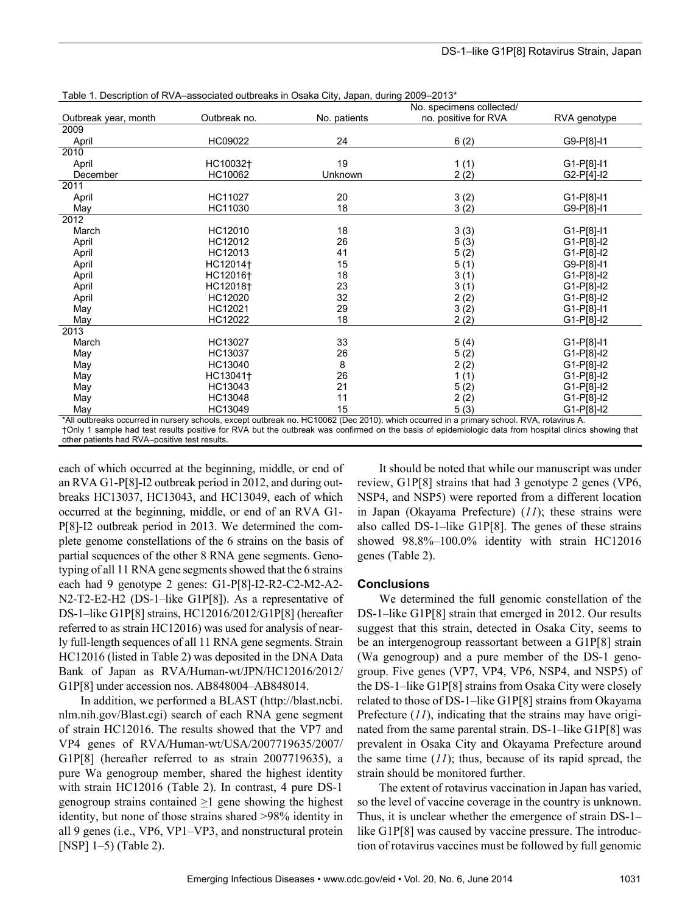Table 1. Description of RVA–associated outbreaks in Osaka City, Japan, during 2009–2013*

| Outbreak year, month | Outbreak no. | No. patients | No. specimens collected/ no. positive for RVA | RVA genotype |
|---|---|---|---|---|
| 2009 | | | | |
| April | HC09022 | 24 | 6 (2) | G9-P[8]-I1 |
| 2010 | | | | |
| April | HC10032† | 19 | 1 (1) | G1-P[8]-I1 |
| December | HC10062 | Unknown | 2 (2) | G2-P[4]-I2 |
| 2011 | | | | |
| April | HC11027 | 20 | 3 (2) | G1-P[8]-I1 |
| May | HC11030 | 18 | 3 (2) | G9-P[8]-I1 |
| 2012 | | | | |
| March | HC12010 | 18 | 3 (3) | G1-P[8]-I1 |
| April | HC12012 | 26 | 5 (3) | G1-P[8]-I2 |
| April | HC12013 | 41 | 5 (2) | G1-P[8]-I2 |
| April | HC12014† | 15 | 5 (1) | G9-P[8]-I1 |
| April | HC12016† | 18 | 3 (1) | G1-P[8]-I2 |
| April | HC12018† | 23 | 3 (1) | G1-P[8]-I2 |
| April | HC12020 | 32 | 2 (2) | G1-P[8]-I2 |
| May | HC12021 | 29 | 3 (2) | G1-P[8]-I1 |
| May | HC12022 | 18 | 2 (2) | G1-P[8]-I2 |
| 2013 | | | | |
| March | HC13027 | 33 | 5 (4) | G1-P[8]-I1 |
| May | HC13037 | 26 | 5 (2) | G1-P[8]-I2 |
| May | HC13040 | 8 | 2 (2) | G1-P[8]-I2 |
| May | HC13041† | 26 | 1 (1) | G1-P[8]-I2 |
| May | HC13043 | 21 | 5 (2) | G1-P[8]-I2 |
| May | HC13048 | 11 | 2 (2) | G1-P[8]-I2 |
| May | HC13049 | 15 | 5 (3) | G1-P[8]-I2 |

*All outbreaks occurred in nursery schools, except outbreak no. HC10062 (Dec 2010), which occurred in a primary school. RVA, rotavirus A.
†Only 1 sample had test results positive for RVA but the outbreak was confirmed on the basis of epidemiologic data from hospital clinics showing that other patients had RVA–positive test results.

each of which occurred at the beginning, middle, or end of an RVA G1-P[8]-I2 outbreak period in 2012, and during outbreaks HC13037, HC13043, and HC13049, each of which occurred at the beginning, middle, or end of an RVA G1-P[8]-I2 outbreak period in 2013. We determined the complete genome constellations of the 6 strains on the basis of partial sequences of the other 8 RNA gene segments. Genotyping of all 11 RNA gene segments showed that the 6 strains each had 9 genotype 2 genes: G1-P[8]-I2-R2-C2-M2-A2-N2-T2-E2-H2 (DS-1–like G1P[8]). As a representative of DS-1–like G1P[8] strains, HC12016/2012/G1P[8] (hereafter referred to as strain HC12016) was used for analysis of nearly full-length sequences of all 11 RNA gene segments. Strain HC12016 (listed in Table 2) was deposited in the DNA Data Bank of Japan as RVA/Human-wt/JPN/HC12016/2012/G1P[8] under accession nos. AB848004–AB848014.

In addition, we performed a BLAST (http://blast.ncbi.nlm.nih.gov/Blast.cgi) search of each RNA gene segment of strain HC12016. The results showed that the VP7 and VP4 genes of RVA/Human-wt/USA/2007719635/2007/G1P[8] (hereafter referred to as strain 2007719635), a pure Wa genogroup member, shared the highest identity with strain HC12016 (Table 2). In contrast, 4 pure DS-1 genogroup strains contained ≥1 gene showing the highest identity, but none of those strains shared >98% identity in all 9 genes (i.e., VP6, VP1–VP3, and nonstructural protein [NSP] 1–5) (Table 2).

It should be noted that while our manuscript was under review, G1P[8] strains that had 3 genotype 2 genes (VP6, NSP4, and NSP5) were reported from a different location in Japan (Okayama Prefecture) (*11*); these strains were also called DS-1–like G1P[8]. The genes of these strains showed 98.8%–100.0% identity with strain HC12016 genes (Table 2).

## Conclusions

We determined the full genomic constellation of the DS-1–like G1P[8] strain that emerged in 2012. Our results suggest that this strain, detected in Osaka City, seems to be an intergenogroup reassortant between a G1P[8] strain (Wa genogroup) and a pure member of the DS-1 genogroup. Five genes (VP7, VP4, VP6, NSP4, and NSP5) of the DS-1–like G1P[8] strains from Osaka City were closely related to those of DS-1–like G1P[8] strains from Okayama Prefecture (*11*), indicating that the strains may have originated from the same parental strain. DS-1–like G1P[8] was prevalent in Osaka City and Okayama Prefecture around the same time (*11*); thus, because of its rapid spread, the strain should be monitored further.

The extent of rotavirus vaccination in Japan has varied, so the level of vaccine coverage in the country is unknown. Thus, it is unclear whether the emergence of strain DS-1–like G1P[8] was caused by vaccine pressure. The introduction of rotavirus vaccines must be followed by full genomic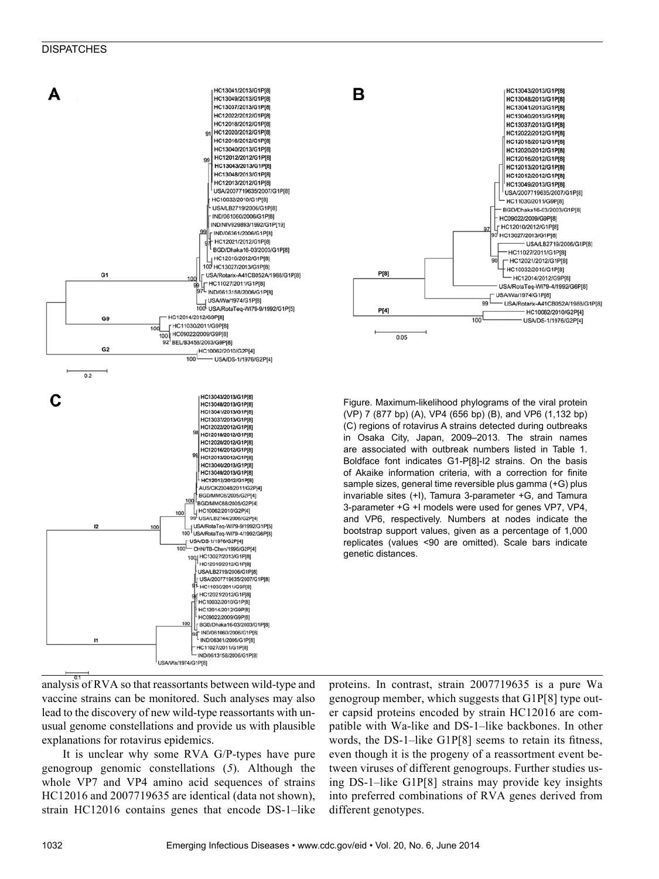Figure. Maximum-likelihood phylograms of the viral protein (VP) 7 (877 bp) (A), VP4 (656 bp) (B), and VP6 (1,132 bp) (C) regions of rotavirus A strains detected during outbreaks in Osaka City, Japan, 2009–2013. The strain names are associated with outbreak numbers listed in Table 1. Boldface font indicates G1-P[8]-I2 strains. On the basis of Akaike information criteria, with a correction for finite sample sizes, general time reversible plus gamma (+G) plus invariable sites (+I), Tamura 3-parameter +G, and Tamura 3-parameter +G +I models were used for genes VP7, VP4, and VP6, respectively. Numbers at nodes indicate the bootstrap support values, given as a percentage of 1,000 replicates (values <90 are omitted). Scale bars indicate genetic distances.

analysis of RVA so that reassortants between wild-type and vaccine strains can be monitored. Such analyses may also lead to the discovery of new wild-type reassortants with unusual genome constellations and provide us with plausible explanations for rotavirus epidemics.

It is unclear why some RVA G/P-types have pure genogroup genomic constellations (*5*). Although the whole VP7 and VP4 amino acid sequences of strains HC12016 and 2007719635 are identical (data not shown), strain HC12016 contains genes that encode DS-1–like proteins. In contrast, strain 2007719635 is a pure Wa genogroup member, which suggests that G1P[8] type outer capsid proteins encoded by strain HC12016 are compatible with Wa-like and DS-1–like backbones. In other words, the DS-1–like G1P[8] seems to retain its fitness, even though it is the progeny of a reassortment event between viruses of different genogroups. Further studies using DS-1–like G1P[8] strains may provide key insights into preferred combinations of RVA genes derived from different genotypes.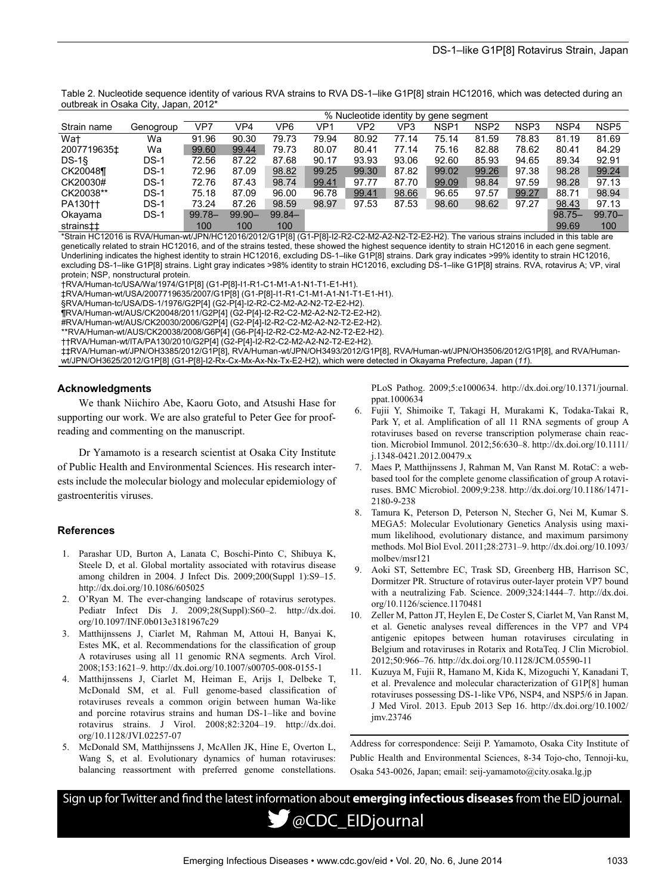Table 2. Nucleotide sequence identity of various RVA strains to RVA DS-1–like G1P[8] strain HC12016, which was detected during an outbreak in Osaka City, Japan, 2012*

| Strain name | Genogroup | % Nucleotide identity by gene segment | | | | | | | | | | |
|---|---|---|---|---|---|---|---|---|---|---|---|---|
| | | VP7 | VP4 | VP6 | VP1 | VP2 | VP3 | NSP1 | NSP2 | NSP3 | NSP4 | NSP5 |
| Wa† | Wa | 91.96 | 90.30 | 79.73 | 79.94 | 80.92 | 77.14 | 75.14 | 81.59 | 78.83 | 81.19 | 81.69 |
| 2007719635‡ | Wa | 99.60 | 99.44 | 79.73 | 80.07 | 80.41 | 77.14 | 75.16 | 82.88 | 78.62 | 80.41 | 84.29 |
| DS-1§ | DS-1 | 72.56 | 87.22 | 87.68 | 90.17 | 93.93 | 93.06 | 92.60 | 85.93 | 94.65 | 89.34 | 92.91 |
| CK20048¶ | DS-1 | 72.96 | 87.09 | 98.82 | 99.25 | 99.30 | 87.82 | 99.02 | 99.26 | 97.38 | 98.28 | 99.24 |
| CK20030# | DS-1 | 72.76 | 87.43 | 98.74 | 99.41 | 97.77 | 87.70 | 99.09 | 98.84 | 97.59 | 98.28 | 97.13 |
| CK20038** | DS-1 | 75.18 | 87.09 | 96.00 | 96.78 | 99.41 | 98.66 | 96.65 | 97.57 | 99.27 | 88.71 | 98.94 |
| PA130†† | DS-1 | 73.24 | 87.26 | 98.59 | 98.97 | 97.53 | 87.53 | 98.60 | 98.62 | 97.27 | 98.43 | 97.13 |
| Okayama strains‡‡ | DS-1 | 99.78–100 | 99.90–100 | 99.84–100 | | | | | | | 98.75–99.69 | 99.70–100 |

*Strain HC12016 is RVA/Human-wt/JPN/HC12016/2012/G1P[8] (G1-P[8]-I2-R2-C2-M2-A2-N2-T2-E2-H2). The various strains included in this table are genetically related to strain HC12016, and of the strains tested, these showed the highest sequence identity to strain HC12016 in each gene segment. Underlining indicates the highest identity to strain HC12016, excluding DS-1–like G1P[8] strains. Dark gray indicates >99% identity to strain HC12016, excluding DS-1–like G1P[8] strains. Light gray indicates >98% identity to strain HC12016, excluding DS-1–like G1P[8] strains. RVA, rotavirus A; VP, viral protein; NSP, nonstructural protein.
†RVA/Human-tc/USA/Wa/1974/G1P[8] (G1-P[8]-I1-R1-C1-M1-A1-N1-T1-E1-H1).
‡RVA/Human-wt/USA/2007719635/2007/G1P[8] (G1-P[8]-I1-R1-C1-M1-A1-N1-T1-E1-H1).
§RVA/Human-tc/USA/DS-1/1976/G2P[4] (G2-P[4]-I2-R2-C2-M2-A2-N2-T2-E2-H2).
¶RVA/Human-wt/AUS/CK20048/2011/G2P[4] (G2-P[4]-I2-R2-C2-M2-A2-N2-T2-E2-H2).
#RVA/Human-wt/AUS/CK20030/2006/G2P[4] (G2-P[4]-I2-R2-C2-M2-A2-N2-T2-E2-H2).
**RVA/Human-wt/AUS/CK20038/2008/G6P[4] (G6-P[4]-I2-R2-C2-M2-A2-N2-T2-E2-H2).
††RVA/Human-wt/ITA/PA130/2010/G2P[4] (G2-P[4]-I2-R2-C2-M2-A2-N2-T2-E2-H2).
‡‡RVA/Human-wt/JPN/OH3385/2012/G1P[8], RVA/Human-wt/JPN/OH3493/2012/G1P[8], RVA/Human-wt/JPN/OH3506/2012/G1P[8], and RVA/Human-wt/JPN/OH3625/2012/G1P[8] (G1-P[8]-I2-Rx-Cx-Mx-Ax-Nx-Tx-E2-H2), which were detected in Okayama Prefecture, Japan (*11*).

## Acknowledgments

We thank Niichiro Abe, Kaoru Goto, and Atsushi Hase for supporting our work. We are also grateful to Peter Gee for proofreading and commenting on the manuscript.

Dr Yamamoto is a research scientist at Osaka City Institute of Public Health and Environmental Sciences. His research interests include the molecular biology and molecular epidemiology of gastroenteritis viruses.

## References

1. Parashar UD, Burton A, Lanata C, Boschi-Pinto C, Shibuya K, Steele D, et al. Global mortality associated with rotavirus disease among children in 2004. J Infect Dis. 2009;200(Suppl 1):S9–15. http://dx.doi.org/10.1086/605025
2. O'Ryan M. The ever-changing landscape of rotavirus serotypes. Pediatr Infect Dis J. 2009;28(Suppl):S60–2. http://dx.doi.org/10.1097/INF.0b013e3181967c29
3. Matthijnssens J, Ciarlet M, Rahman M, Attoui H, Banyai K, Estes MK, et al. Recommendations for the classification of group A rotaviruses using all 11 genomic RNA segments. Arch Virol. 2008;153:1621–9. http://dx.doi.org/10.1007/s00705-008-0155-1
4. Matthijnssens J, Ciarlet M, Heiman E, Arijs I, Delbeke T, McDonald SM, et al. Full genome-based classification of rotaviruses reveals a common origin between human Wa-like and porcine rotavirus strains and human DS-1–like and bovine rotavirus strains. J Virol. 2008;82:3204–19. http://dx.doi.org/10.1128/JVI.02257-07
5. McDonald SM, Matthijnssens J, McAllen JK, Hine E, Overton L, Wang S, et al. Evolutionary dynamics of human rotaviruses: balancing reassortment with preferred genome constellations. PLoS Pathog. 2009;5:e1000634. http://dx.doi.org/10.1371/journal.ppat.1000634
6. Fujii Y, Shimoike T, Takagi H, Murakami K, Todaka-Takai R, Park Y, et al. Amplification of all 11 RNA segments of group A rotaviruses based on reverse transcription polymerase chain reaction. Microbiol Immunol. 2012;56:630–8. http://dx.doi.org/10.1111/j.1348-0421.2012.00479.x
7. Maes P, Matthijnssens J, Rahman M, Van Ranst M. RotaC: a web-based tool for the complete genome classification of group A rotaviruses. BMC Microbiol. 2009;9:238. http://dx.doi.org/10.1186/1471-2180-9-238
8. Tamura K, Peterson D, Peterson N, Stecher G, Nei M, Kumar S. MEGA5: Molecular Evolutionary Genetics Analysis using maximum likelihood, evolutionary distance, and maximum parsimony methods. Mol Biol Evol. 2011;28:2731–9. http://dx.doi.org/10.1093/molbev/msr121
9. Aoki ST, Settembre EC, Trask SD, Greenberg HB, Harrison SC, Dormitzer PR. Structure of rotavirus outer-layer protein VP7 bound with a neutralizing Fab. Science. 2009;324:1444–7. http://dx.doi.org/10.1126/science.1170481
10. Zeller M, Patton JT, Heylen E, De Coster S, Ciarlet M, Van Ranst M, et al. Genetic analyses reveal differences in the VP7 and VP4 antigenic epitopes between human rotaviruses circulating in Belgium and rotaviruses in Rotarix and RotaTeq. J Clin Microbiol. 2012;50:966–76. http://dx.doi.org/10.1128/JCM.05590-11
11. Kuzuya M, Fujii R, Hamano M, Kida K, Mizoguchi Y, Kanadani T, et al. Prevalence and molecular characterization of G1P[8] human rotaviruses possessing DS-1-like VP6, NSP4, and NSP5/6 in Japan. J Med Virol. 2013. Epub 2013 Sep 16. http://dx.doi.org/10.1002/jmv.23746

Address for correspondence: Seiji P. Yamamoto, Osaka City Institute of Public Health and Environmental Sciences, 8-34 Tojo-cho, Tennoji-ku, Osaka 543-0026, Japan; email: seij-yamamoto@city.osaka.lg.jp

Sign up for Twitter and find the latest information about **emerging infectious diseases** from the EID journal.

@CDC_EIDjournal